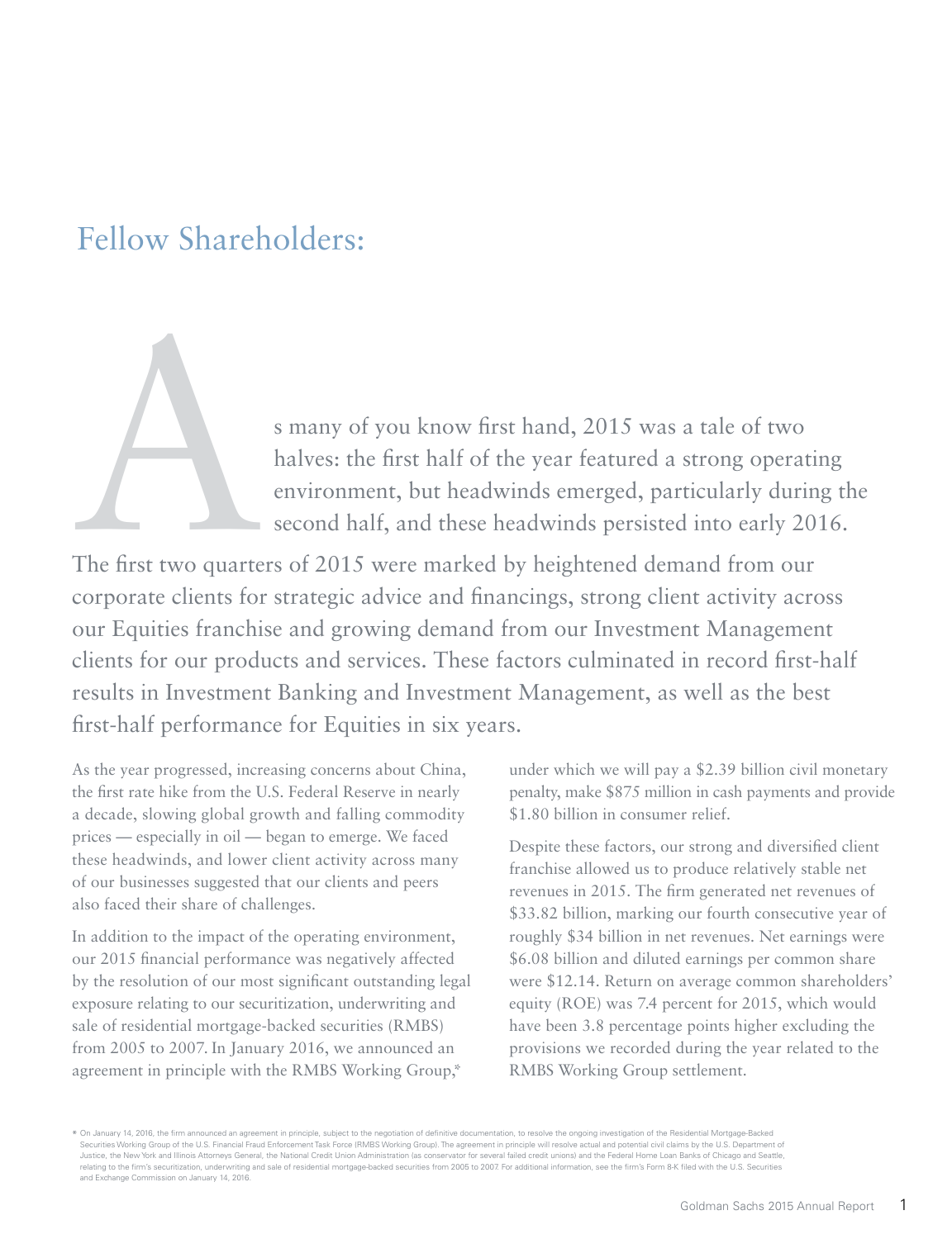# Fellow Shareholders:

As many of you know first hand, 2015 was a tale of two halves: the first half of the year featured a strong operating environment, but headwinds emerged, particularly during the second half, and these headwinds persisted into early 2016.

The first two quarters of 2015 were marked by heightened demand from our corporate clients for strategic advice and financings, strong client activity across our Equities franchise and growing demand from our Investment Management clients for our products and services. These factors culminated in record first-half results in Investment Banking and Investment Management, as well as the best first-half performance for Equities in six years.

As the year progressed, increasing concerns about China, the first rate hike from the U.S. Federal Reserve in nearly a decade, slowing global growth and falling commodity prices — especially in oil — began to emerge. We faced these headwinds, and lower client activity across many of our businesses suggested that our clients and peers also faced their share of challenges.

In addition to the impact of the operating environment, our 2015 financial performance was negatively affected by the resolution of our most significant outstanding legal exposure relating to our securitization, underwriting and sale of residential mortgage-backed securities (RMBS) from 2005 to 2007. In January 2016, we announced an agreement in principle with the RMBS Working Group,* under which we will pay a $2.39 billion civil monetary penalty, make $875 million in cash payments and provide $1.80 billion in consumer relief.

Despite these factors, our strong and diversified client franchise allowed us to produce relatively stable net revenues in 2015. The firm generated net revenues of $33.82 billion, marking our fourth consecutive year of roughly $34 billion in net revenues. Net earnings were $6.08 billion and diluted earnings per common share were $12.14. Return on average common shareholders' equity (ROE) was 7.4 percent for 2015, which would have been 3.8 percentage points higher excluding the provisions we recorded during the year related to the RMBS Working Group settlement.

\* On January 14, 2016, the firm announced an agreement in principle, subject to the negotiation of definitive documentation, to resolve the ongoing investigation of the Residential Mortgage-Backed Securities Working Group of the U.S. Financial Fraud Enforcement Task Force (RMBS Working Group). The agreement in principle will resolve actual and potential civil claims by the U.S. Department of Justice, the New York and Illinois Attorneys General, the National Credit Union Administration (as conservator for several failed credit unions) and the Federal Home Loan Banks of Chicago and Seattle, relating to the firm's securitization, underwriting and sale of residential mortgage-backed securities from 2005 to 2007. For additional information, see the firm's Form 8-K filed with the U.S. Securities and Exchange Commission on January 14, 2016.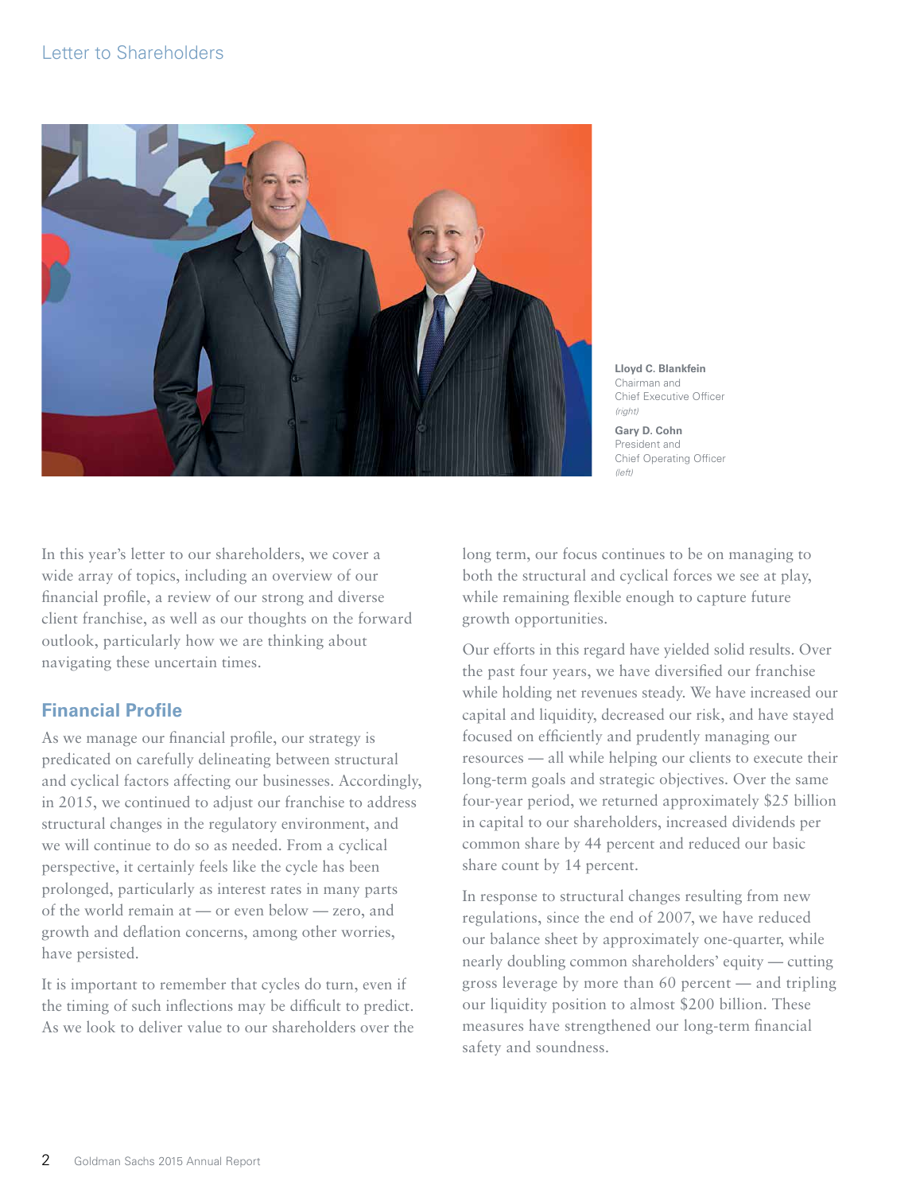# Letter to Shareholders

**Lloyd C. Blankfein**
Chairman and
Chief Executive Officer
*(right)*

**Gary D. Cohn**
President and
Chief Operating Officer
*(left)*

In this year's letter to our shareholders, we cover a wide array of topics, including an overview of our financial profile, a review of our strong and diverse client franchise, as well as our thoughts on the forward outlook, particularly how we are thinking about navigating these uncertain times.

## Financial Profile

As we manage our financial profile, our strategy is predicated on carefully delineating between structural and cyclical factors affecting our businesses. Accordingly, in 2015, we continued to adjust our franchise to address structural changes in the regulatory environment, and we will continue to do so as needed. From a cyclical perspective, it certainly feels like the cycle has been prolonged, particularly as interest rates in many parts of the world remain at — or even below — zero, and growth and deflation concerns, among other worries, have persisted.

It is important to remember that cycles do turn, even if the timing of such inflections may be difficult to predict. As we look to deliver value to our shareholders over the long term, our focus continues to be on managing to both the structural and cyclical forces we see at play, while remaining flexible enough to capture future growth opportunities.

Our efforts in this regard have yielded solid results. Over the past four years, we have diversified our franchise while holding net revenues steady. We have increased our capital and liquidity, decreased our risk, and have stayed focused on efficiently and prudently managing our resources — all while helping our clients to execute their long-term goals and strategic objectives. Over the same four-year period, we returned approximately $25 billion in capital to our shareholders, increased dividends per common share by 44 percent and reduced our basic share count by 14 percent.

In response to structural changes resulting from new regulations, since the end of 2007, we have reduced our balance sheet by approximately one-quarter, while nearly doubling common shareholders' equity — cutting gross leverage by more than 60 percent — and tripling our liquidity position to almost $200 billion. These measures have strengthened our long-term financial safety and soundness.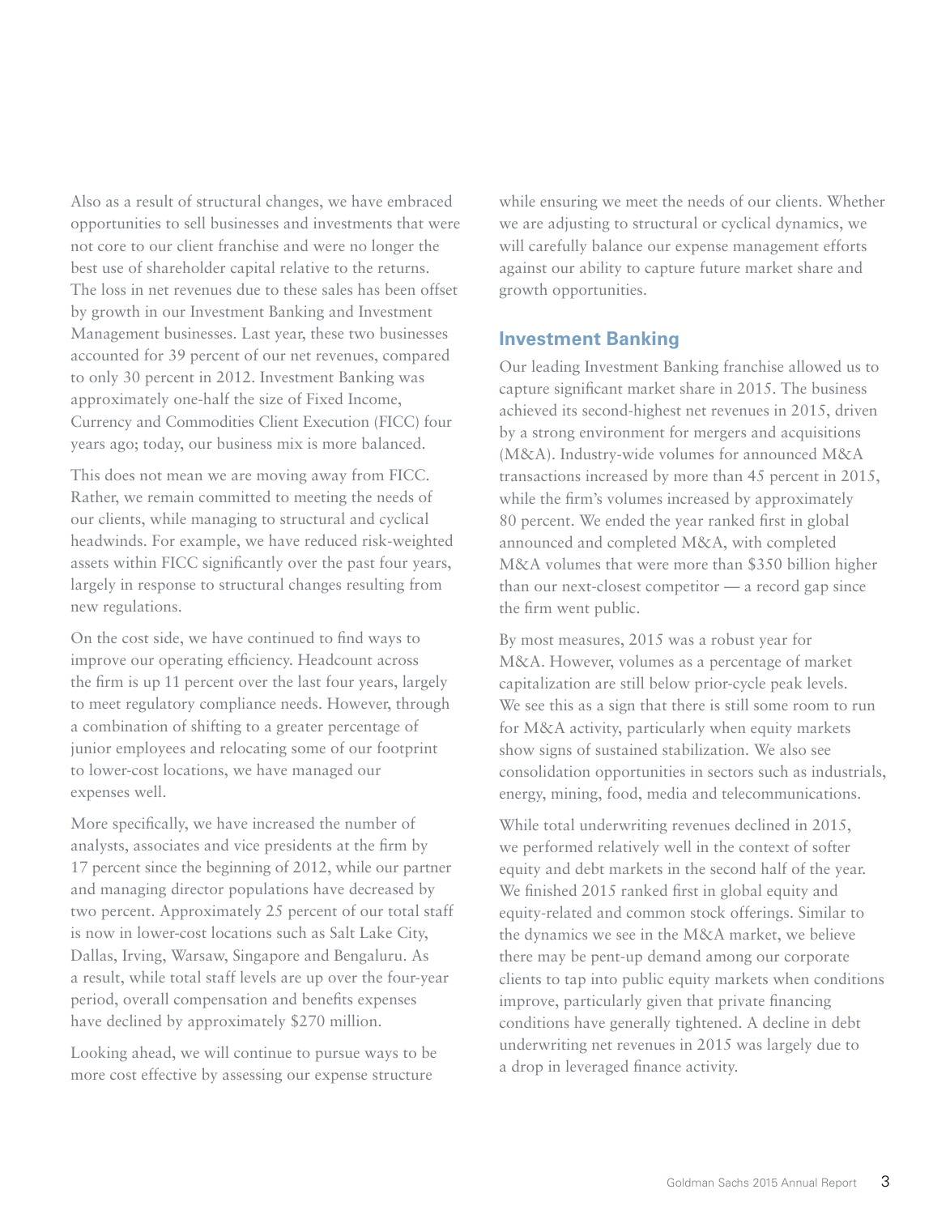Also as a result of structural changes, we have embraced opportunities to sell businesses and investments that were not core to our client franchise and were no longer the best use of shareholder capital relative to the returns. The loss in net revenues due to these sales has been offset by growth in our Investment Banking and Investment Management businesses. Last year, these two businesses accounted for 39 percent of our net revenues, compared to only 30 percent in 2012. Investment Banking was approximately one-half the size of Fixed Income, Currency and Commodities Client Execution (FICC) four years ago; today, our business mix is more balanced.

This does not mean we are moving away from FICC. Rather, we remain committed to meeting the needs of our clients, while managing to structural and cyclical headwinds. For example, we have reduced risk-weighted assets within FICC significantly over the past four years, largely in response to structural changes resulting from new regulations.

On the cost side, we have continued to find ways to improve our operating efficiency. Headcount across the firm is up 11 percent over the last four years, largely to meet regulatory compliance needs. However, through a combination of shifting to a greater percentage of junior employees and relocating some of our footprint to lower-cost locations, we have managed our expenses well.

More specifically, we have increased the number of analysts, associates and vice presidents at the firm by 17 percent since the beginning of 2012, while our partner and managing director populations have decreased by two percent. Approximately 25 percent of our total staff is now in lower-cost locations such as Salt Lake City, Dallas, Irving, Warsaw, Singapore and Bengaluru. As a result, while total staff levels are up over the four-year period, overall compensation and benefits expenses have declined by approximately $270 million.

Looking ahead, we will continue to pursue ways to be more cost effective by assessing our expense structure while ensuring we meet the needs of our clients. Whether we are adjusting to structural or cyclical dynamics, we will carefully balance our expense management efforts against our ability to capture future market share and growth opportunities.

## Investment Banking

Our leading Investment Banking franchise allowed us to capture significant market share in 2015. The business achieved its second-highest net revenues in 2015, driven by a strong environment for mergers and acquisitions (M&A). Industry-wide volumes for announced M&A transactions increased by more than 45 percent in 2015, while the firm's volumes increased by approximately 80 percent. We ended the year ranked first in global announced and completed M&A, with completed M&A volumes that were more than $350 billion higher than our next-closest competitor — a record gap since the firm went public.

By most measures, 2015 was a robust year for M&A. However, volumes as a percentage of market capitalization are still below prior-cycle peak levels. We see this as a sign that there is still some room to run for M&A activity, particularly when equity markets show signs of sustained stabilization. We also see consolidation opportunities in sectors such as industrials, energy, mining, food, media and telecommunications.

While total underwriting revenues declined in 2015, we performed relatively well in the context of softer equity and debt markets in the second half of the year. We finished 2015 ranked first in global equity and equity-related and common stock offerings. Similar to the dynamics we see in the M&A market, we believe there may be pent-up demand among our corporate clients to tap into public equity markets when conditions improve, particularly given that private financing conditions have generally tightened. A decline in debt underwriting net revenues in 2015 was largely due to a drop in leveraged finance activity.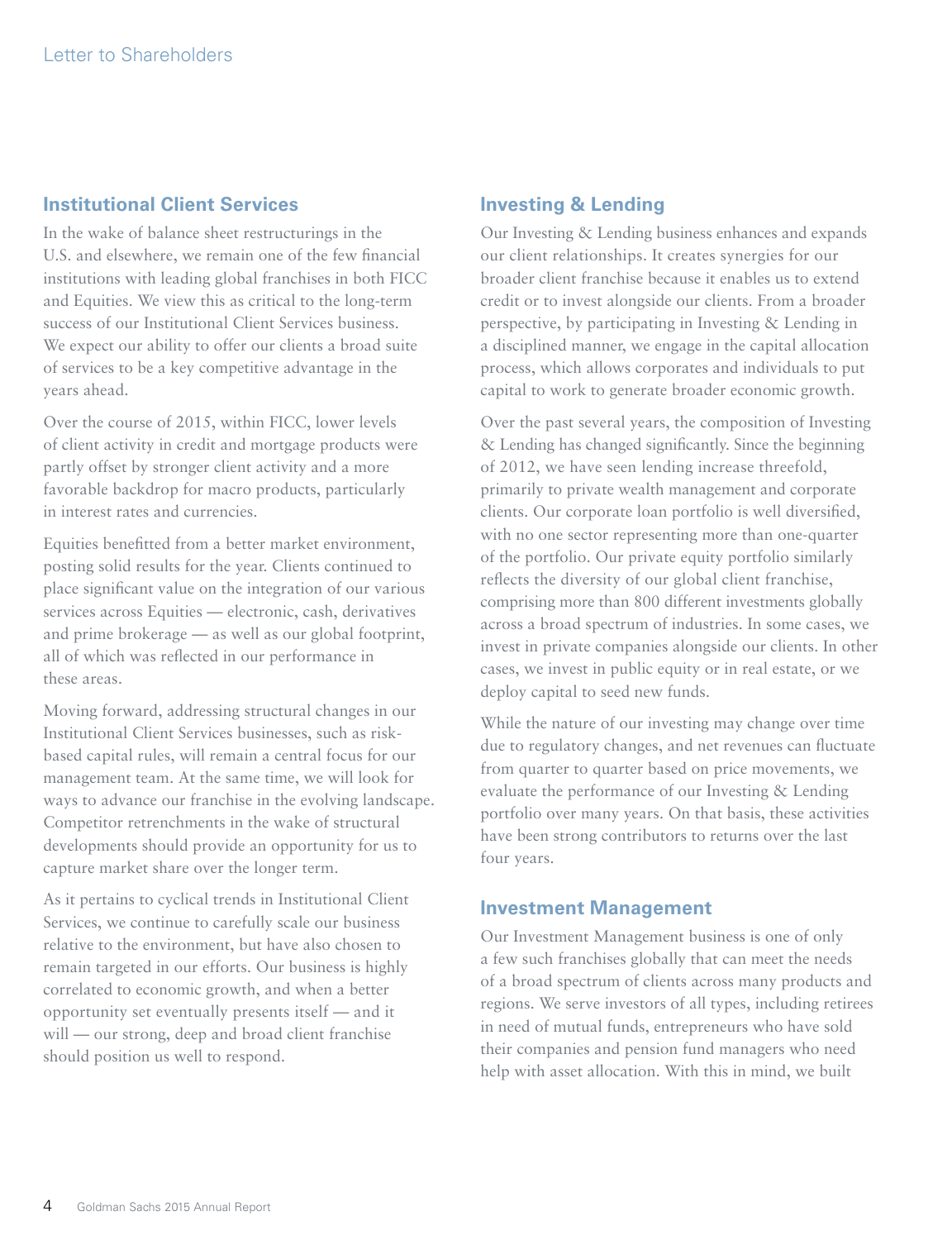## Institutional Client Services

In the wake of balance sheet restructurings in the U.S. and elsewhere, we remain one of the few financial institutions with leading global franchises in both FICC and Equities. We view this as critical to the long-term success of our Institutional Client Services business. We expect our ability to offer our clients a broad suite of services to be a key competitive advantage in the years ahead.

Over the course of 2015, within FICC, lower levels of client activity in credit and mortgage products were partly offset by stronger client activity and a more favorable backdrop for macro products, particularly in interest rates and currencies.

Equities benefitted from a better market environment, posting solid results for the year. Clients continued to place significant value on the integration of our various services across Equities — electronic, cash, derivatives and prime brokerage — as well as our global footprint, all of which was reflected in our performance in these areas.

Moving forward, addressing structural changes in our Institutional Client Services businesses, such as risk-based capital rules, will remain a central focus for our management team. At the same time, we will look for ways to advance our franchise in the evolving landscape. Competitor retrenchments in the wake of structural developments should provide an opportunity for us to capture market share over the longer term.

As it pertains to cyclical trends in Institutional Client Services, we continue to carefully scale our business relative to the environment, but have also chosen to remain targeted in our efforts. Our business is highly correlated to economic growth, and when a better opportunity set eventually presents itself — and it will — our strong, deep and broad client franchise should position us well to respond.

## Investing & Lending

Our Investing & Lending business enhances and expands our client relationships. It creates synergies for our broader client franchise because it enables us to extend credit or to invest alongside our clients. From a broader perspective, by participating in Investing & Lending in a disciplined manner, we engage in the capital allocation process, which allows corporates and individuals to put capital to work to generate broader economic growth.

Over the past several years, the composition of Investing & Lending has changed significantly. Since the beginning of 2012, we have seen lending increase threefold, primarily to private wealth management and corporate clients. Our corporate loan portfolio is well diversified, with no one sector representing more than one-quarter of the portfolio. Our private equity portfolio similarly reflects the diversity of our global client franchise, comprising more than 800 different investments globally across a broad spectrum of industries. In some cases, we invest in private companies alongside our clients. In other cases, we invest in public equity or in real estate, or we deploy capital to seed new funds.

While the nature of our investing may change over time due to regulatory changes, and net revenues can fluctuate from quarter to quarter based on price movements, we evaluate the performance of our Investing & Lending portfolio over many years. On that basis, these activities have been strong contributors to returns over the last four years.

## Investment Management

Our Investment Management business is one of only a few such franchises globally that can meet the needs of a broad spectrum of clients across many products and regions. We serve investors of all types, including retirees in need of mutual funds, entrepreneurs who have sold their companies and pension fund managers who need help with asset allocation. With this in mind, we built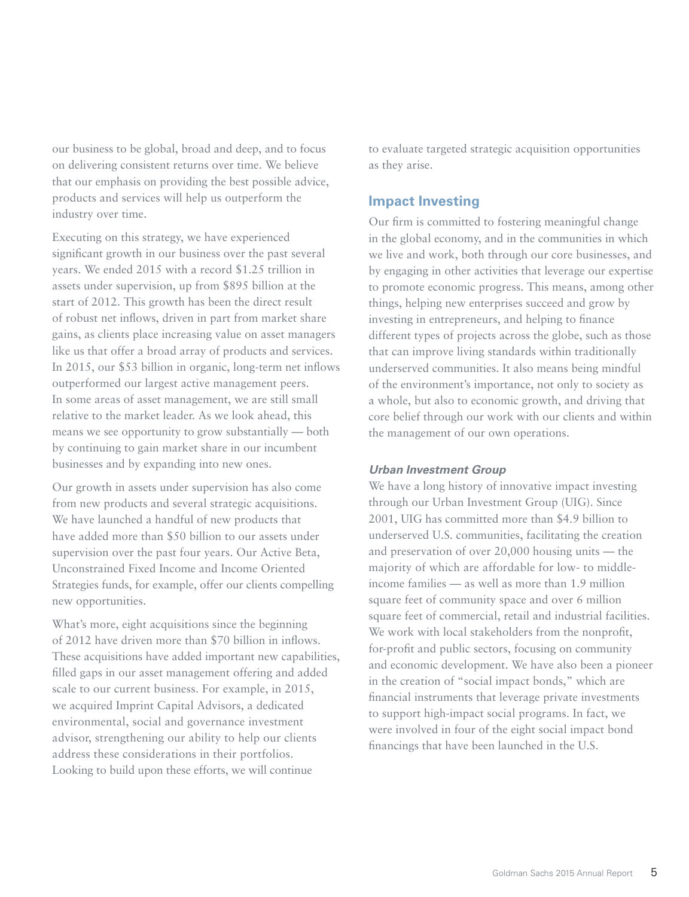our business to be global, broad and deep, and to focus on delivering consistent returns over time. We believe that our emphasis on providing the best possible advice, products and services will help us outperform the industry over time.

Executing on this strategy, we have experienced significant growth in our business over the past several years. We ended 2015 with a record $1.25 trillion in assets under supervision, up from $895 billion at the start of 2012. This growth has been the direct result of robust net inflows, driven in part from market share gains, as clients place increasing value on asset managers like us that offer a broad array of products and services. In 2015, our $53 billion in organic, long-term net inflows outperformed our largest active management peers. In some areas of asset management, we are still small relative to the market leader. As we look ahead, this means we see opportunity to grow substantially — both by continuing to gain market share in our incumbent businesses and by expanding into new ones.

Our growth in assets under supervision has also come from new products and several strategic acquisitions. We have launched a handful of new products that have added more than $50 billion to our assets under supervision over the past four years. Our Active Beta, Unconstrained Fixed Income and Income Oriented Strategies funds, for example, offer our clients compelling new opportunities.

What's more, eight acquisitions since the beginning of 2012 have driven more than $70 billion in inflows. These acquisitions have added important new capabilities, filled gaps in our asset management offering and added scale to our current business. For example, in 2015, we acquired Imprint Capital Advisors, a dedicated environmental, social and governance investment advisor, strengthening our ability to help our clients address these considerations in their portfolios. Looking to build upon these efforts, we will continue to evaluate targeted strategic acquisition opportunities as they arise.

## Impact Investing

Our firm is committed to fostering meaningful change in the global economy, and in the communities in which we live and work, both through our core businesses, and by engaging in other activities that leverage our expertise to promote economic progress. This means, among other things, helping new enterprises succeed and grow by investing in entrepreneurs, and helping to finance different types of projects across the globe, such as those that can improve living standards within traditionally underserved communities. It also means being mindful of the environment's importance, not only to society as a whole, but also to economic growth, and driving that core belief through our work with our clients and within the management of our own operations.

### *Urban Investment Group*

We have a long history of innovative impact investing through our Urban Investment Group (UIG). Since 2001, UIG has committed more than $4.9 billion to underserved U.S. communities, facilitating the creation and preservation of over 20,000 housing units — the majority of which are affordable for low- to middle-income families — as well as more than 1.9 million square feet of community space and over 6 million square feet of commercial, retail and industrial facilities. We work with local stakeholders from the nonprofit, for-profit and public sectors, focusing on community and economic development. We have also been a pioneer in the creation of "social impact bonds," which are financial instruments that leverage private investments to support high-impact social programs. In fact, we were involved in four of the eight social impact bond financings that have been launched in the U.S.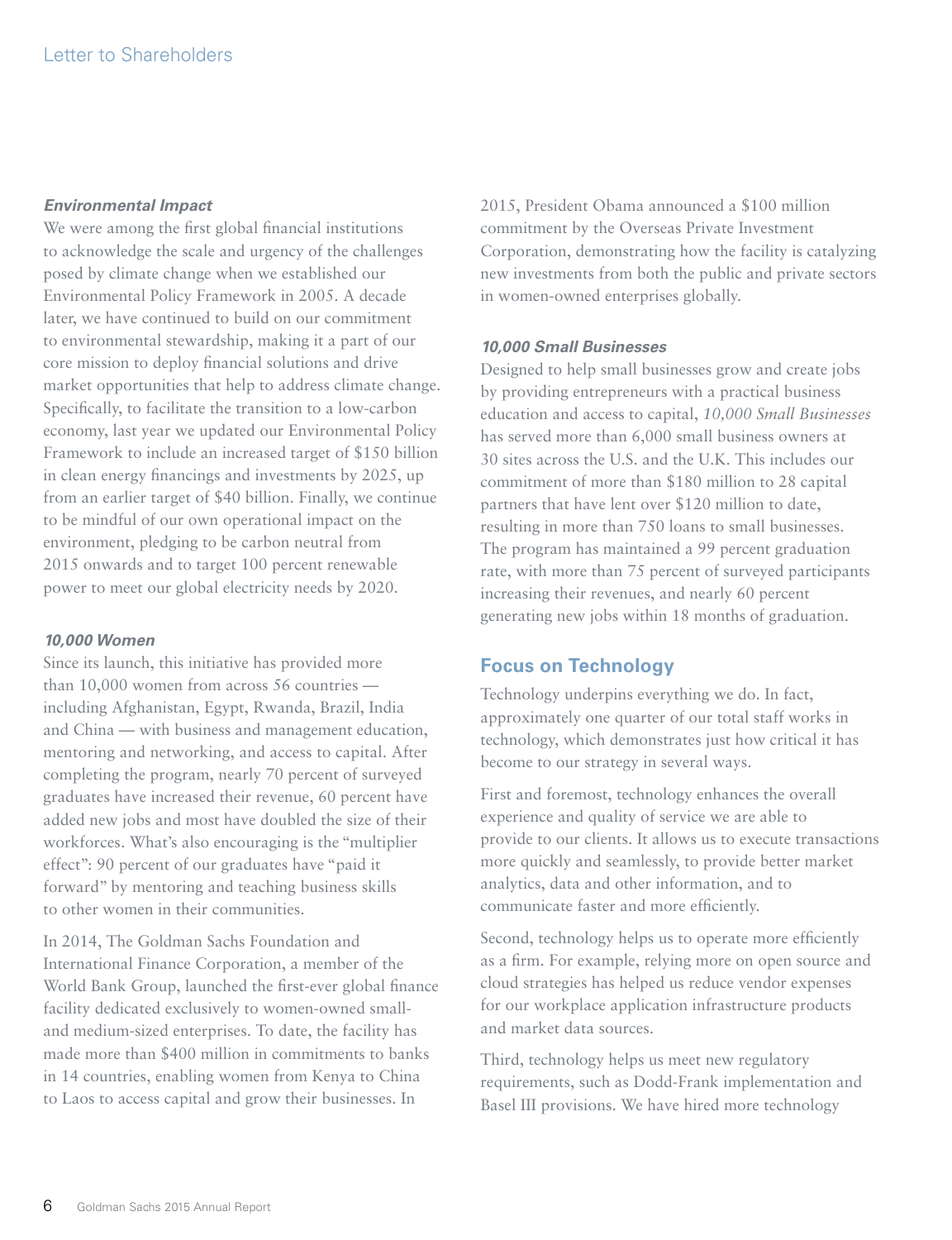***Environmental Impact***

We were among the first global financial institutions to acknowledge the scale and urgency of the challenges posed by climate change when we established our Environmental Policy Framework in 2005. A decade later, we have continued to build on our commitment to environmental stewardship, making it a part of our core mission to deploy financial solutions and drive market opportunities that help to address climate change. Specifically, to facilitate the transition to a low-carbon economy, last year we updated our Environmental Policy Framework to include an increased target of $150 billion in clean energy financings and investments by 2025, up from an earlier target of $40 billion. Finally, we continue to be mindful of our own operational impact on the environment, pledging to be carbon neutral from 2015 onwards and to target 100 percent renewable power to meet our global electricity needs by 2020.

***10,000 Women***

Since its launch, this initiative has provided more than 10,000 women from across 56 countries — including Afghanistan, Egypt, Rwanda, Brazil, India and China — with business and management education, mentoring and networking, and access to capital. After completing the program, nearly 70 percent of surveyed graduates have increased their revenue, 60 percent have added new jobs and most have doubled the size of their workforces. What's also encouraging is the "multiplier effect": 90 percent of our graduates have "paid it forward" by mentoring and teaching business skills to other women in their communities.

In 2014, The Goldman Sachs Foundation and International Finance Corporation, a member of the World Bank Group, launched the first-ever global finance facility dedicated exclusively to women-owned small- and medium-sized enterprises. To date, the facility has made more than $400 million in commitments to banks in 14 countries, enabling women from Kenya to China to Laos to access capital and grow their businesses. In 2015, President Obama announced a $100 million commitment by the Overseas Private Investment Corporation, demonstrating how the facility is catalyzing new investments from both the public and private sectors in women-owned enterprises globally.

***10,000 Small Businesses***

Designed to help small businesses grow and create jobs by providing entrepreneurs with a practical business education and access to capital, *10,000 Small Businesses* has served more than 6,000 small business owners at 30 sites across the U.S. and the U.K. This includes our commitment of more than $180 million to 28 capital partners that have lent over $120 million to date, resulting in more than 750 loans to small businesses. The program has maintained a 99 percent graduation rate, with more than 75 percent of surveyed participants increasing their revenues, and nearly 60 percent generating new jobs within 18 months of graduation.

## Focus on Technology

Technology underpins everything we do. In fact, approximately one quarter of our total staff works in technology, which demonstrates just how critical it has become to our strategy in several ways.

First and foremost, technology enhances the overall experience and quality of service we are able to provide to our clients. It allows us to execute transactions more quickly and seamlessly, to provide better market analytics, data and other information, and to communicate faster and more efficiently.

Second, technology helps us to operate more efficiently as a firm. For example, relying more on open source and cloud strategies has helped us reduce vendor expenses for our workplace application infrastructure products and market data sources.

Third, technology helps us meet new regulatory requirements, such as Dodd-Frank implementation and Basel III provisions. We have hired more technology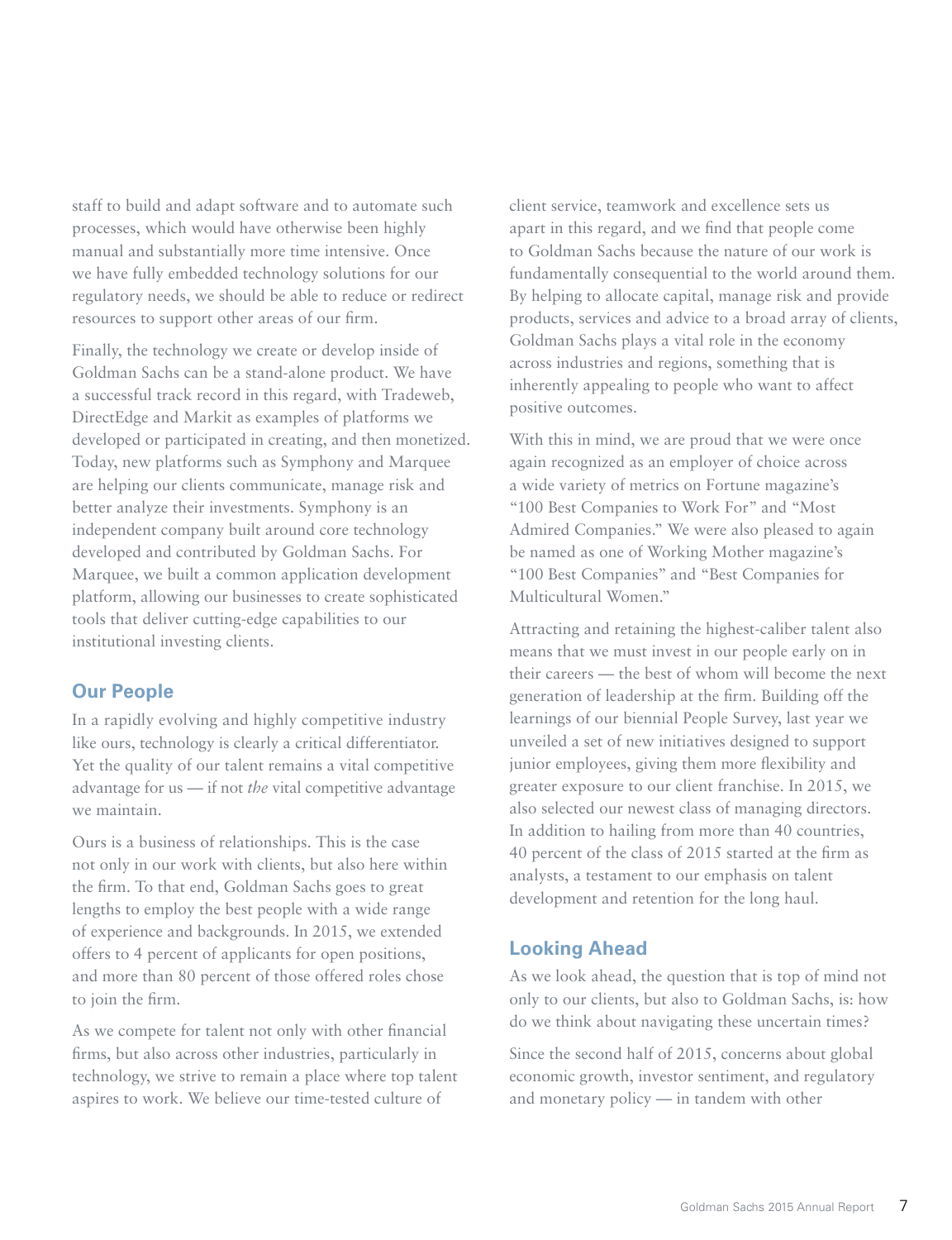staff to build and adapt software and to automate such processes, which would have otherwise been highly manual and substantially more time intensive. Once we have fully embedded technology solutions for our regulatory needs, we should be able to reduce or redirect resources to support other areas of our firm.

Finally, the technology we create or develop inside of Goldman Sachs can be a stand-alone product. We have a successful track record in this regard, with Tradeweb, DirectEdge and Markit as examples of platforms we developed or participated in creating, and then monetized. Today, new platforms such as Symphony and Marquee are helping our clients communicate, manage risk and better analyze their investments. Symphony is an independent company built around core technology developed and contributed by Goldman Sachs. For Marquee, we built a common application development platform, allowing our businesses to create sophisticated tools that deliver cutting-edge capabilities to our institutional investing clients.

## Our People

In a rapidly evolving and highly competitive industry like ours, technology is clearly a critical differentiator. Yet the quality of our talent remains a vital competitive advantage for us — if not *the* vital competitive advantage we maintain.

Ours is a business of relationships. This is the case not only in our work with clients, but also here within the firm. To that end, Goldman Sachs goes to great lengths to employ the best people with a wide range of experience and backgrounds. In 2015, we extended offers to 4 percent of applicants for open positions, and more than 80 percent of those offered roles chose to join the firm.

As we compete for talent not only with other financial firms, but also across other industries, particularly in technology, we strive to remain a place where top talent aspires to work. We believe our time-tested culture of client service, teamwork and excellence sets us apart in this regard, and we find that people come to Goldman Sachs because the nature of our work is fundamentally consequential to the world around them. By helping to allocate capital, manage risk and provide products, services and advice to a broad array of clients, Goldman Sachs plays a vital role in the economy across industries and regions, something that is inherently appealing to people who want to affect positive outcomes.

With this in mind, we are proud that we were once again recognized as an employer of choice across a wide variety of metrics on Fortune magazine's "100 Best Companies to Work For" and "Most Admired Companies." We were also pleased to again be named as one of Working Mother magazine's "100 Best Companies" and "Best Companies for Multicultural Women."

Attracting and retaining the highest-caliber talent also means that we must invest in our people early on in their careers — the best of whom will become the next generation of leadership at the firm. Building off the learnings of our biennial People Survey, last year we unveiled a set of new initiatives designed to support junior employees, giving them more flexibility and greater exposure to our client franchise. In 2015, we also selected our newest class of managing directors. In addition to hailing from more than 40 countries, 40 percent of the class of 2015 started at the firm as analysts, a testament to our emphasis on talent development and retention for the long haul.

## Looking Ahead

As we look ahead, the question that is top of mind not only to our clients, but also to Goldman Sachs, is: how do we think about navigating these uncertain times?

Since the second half of 2015, concerns about global economic growth, investor sentiment, and regulatory and monetary policy — in tandem with other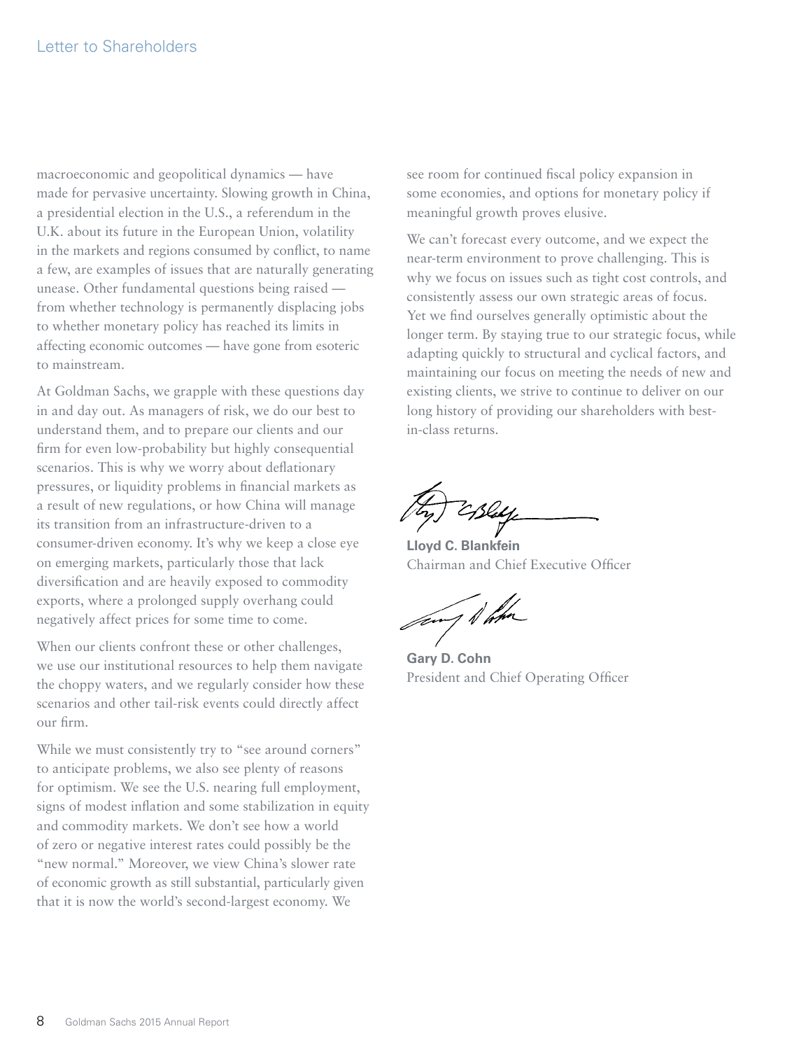macroeconomic and geopolitical dynamics — have made for pervasive uncertainty. Slowing growth in China, a presidential election in the U.S., a referendum in the U.K. about its future in the European Union, volatility in the markets and regions consumed by conflict, to name a few, are examples of issues that are naturally generating unease. Other fundamental questions being raised — from whether technology is permanently displacing jobs to whether monetary policy has reached its limits in affecting economic outcomes — have gone from esoteric to mainstream.

At Goldman Sachs, we grapple with these questions day in and day out. As managers of risk, we do our best to understand them, and to prepare our clients and our firm for even low-probability but highly consequential scenarios. This is why we worry about deflationary pressures, or liquidity problems in financial markets as a result of new regulations, or how China will manage its transition from an infrastructure-driven to a consumer-driven economy. It's why we keep a close eye on emerging markets, particularly those that lack diversification and are heavily exposed to commodity exports, where a prolonged supply overhang could negatively affect prices for some time to come.

When our clients confront these or other challenges, we use our institutional resources to help them navigate the choppy waters, and we regularly consider how these scenarios and other tail-risk events could directly affect our firm.

While we must consistently try to "see around corners" to anticipate problems, we also see plenty of reasons for optimism. We see the U.S. nearing full employment, signs of modest inflation and some stabilization in equity and commodity markets. We don't see how a world of zero or negative interest rates could possibly be the "new normal." Moreover, we view China's slower rate of economic growth as still substantial, particularly given that it is now the world's second-largest economy. We see room for continued fiscal policy expansion in some economies, and options for monetary policy if meaningful growth proves elusive.

We can't forecast every outcome, and we expect the near-term environment to prove challenging. This is why we focus on issues such as tight cost controls, and consistently assess our own strategic areas of focus. Yet we find ourselves generally optimistic about the longer term. By staying true to our strategic focus, while adapting quickly to structural and cyclical factors, and maintaining our focus on meeting the needs of new and existing clients, we strive to continue to deliver on our long history of providing our shareholders with best-in-class returns.

**Lloyd C. Blankfein**
Chairman and Chief Executive Officer

**Gary D. Cohn**
President and Chief Operating Officer